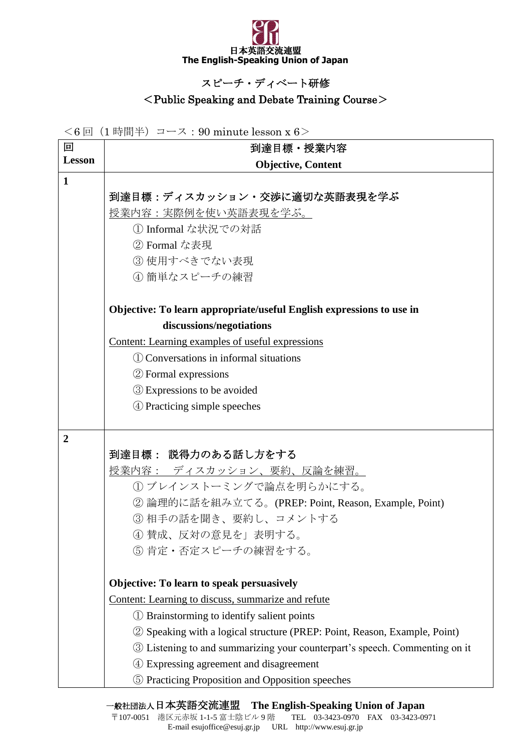日本英語交流連盟
The English-Speaking Union of Japan

# スピーチ・ディベート研修
## ＜Public Speaking and Debate Training Course＞

＜6回（1時間半）コース：90 minute lesson x 6＞

| 回<br>Lesson | 到達目標・授業内容<br>Objective, Content |
|---|---|
| 1 | **到達目標：ディスカッション・交渉に適切な英語表現を学ぶ**<br>授業内容：実際例を使い英語表現を学ぶ。<br>① Informal な状況での対話<br>② Formal な表現<br>③ 使用すべきでない表現<br>④ 簡単なスピーチの練習<br><br>**Objective: To learn appropriate/useful English expressions to use in discussions/negotiations**<br>Content: Learning examples of useful expressions<br>① Conversations in informal situations<br>② Formal expressions<br>③ Expressions to be avoided<br>④ Practicing simple speeches |
| 2 | **到達目標： 説得力のある話し方をする**<br>授業内容： ディスカッション、要約、反論を練習。<br>① ブレインストーミングで論点を明らかにする。<br>② 論理的に話を組み立てる。(PREP: Point, Reason, Example, Point)<br>③ 相手の話を聞き、要約し、コメントする<br>④ 賛成、反対の意見を」表明する。<br>⑤ 肯定・否定スピーチの練習をする。<br><br>**Objective: To learn to speak persuasively**<br>Content: Learning to discuss, summarize and refute<br>① Brainstorming to identify salient points<br>② Speaking with a logical structure (PREP: Point, Reason, Example, Point)<br>③ Listening to and summarizing your counterpart's speech. Commenting on it<br>④ Expressing agreement and disagreement<br>⑤ Practicing Proposition and Opposition speeches |

一般社団法人日本英語交流連盟　**The English-Speaking Union of Japan**
〒107-0051　港区元赤坂 1-1-5 富士陰ビル 9 階　TEL 03-3423-0970　FAX 03-3423-0971
E-mail esujoffice@esuj.gr.jp　URL http://www.esuj.gr.jp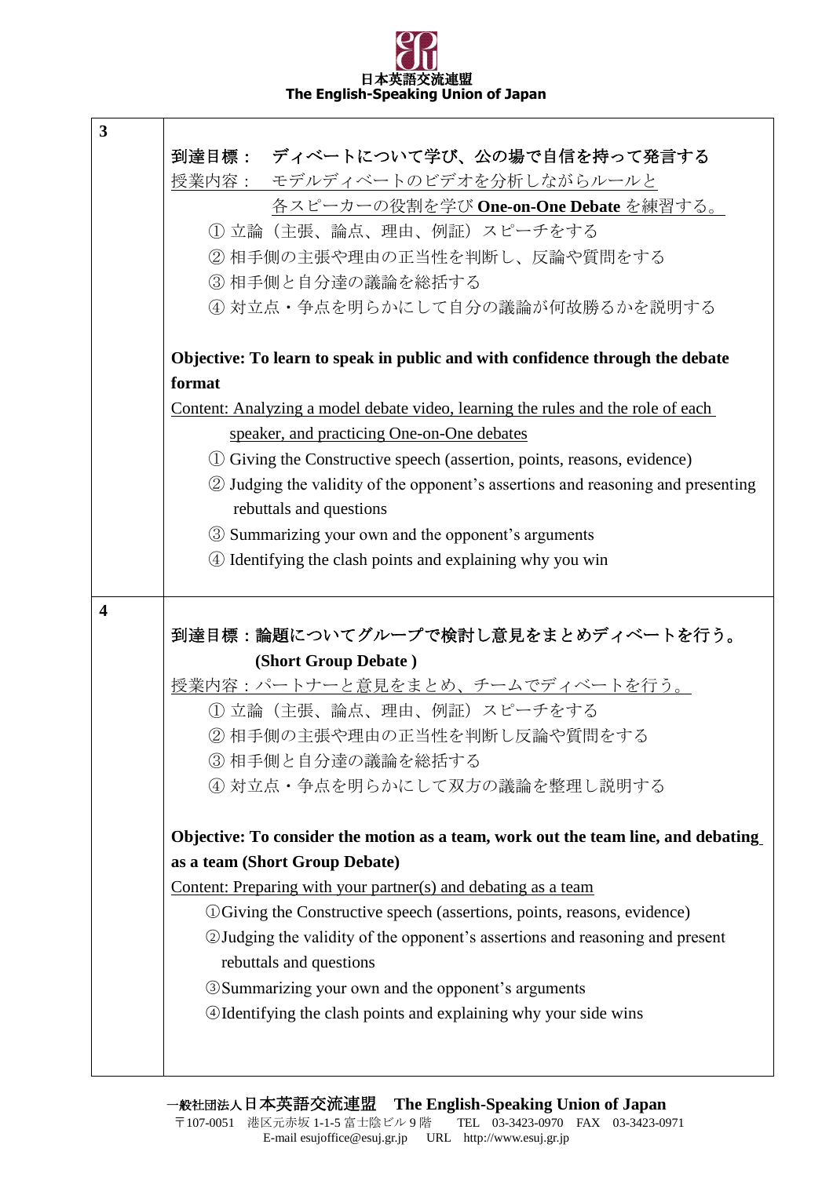| | |
|---|---|
| **3** | 到達目標：　ディベートについて学び、公の場で自信を持って発言する<br>授業内容：　モデルディベートのビデオを分析しながらルールと各スピーカーの役割を学び **One-on-One Debate** を練習する。<br>① 立論（主張、論点、理由、例証）スピーチをする<br>② 相手側の主張や理由の正当性を判断し、反論や質問をする<br>③ 相手側と自分達の議論を総括する<br>④ 対立点・争点を明らかにして自分の議論が何故勝るかを説明する<br><br>**Objective: To learn to speak in public and with confidence through the debate format**<br>Content: Analyzing a model debate video, learning the rules and the role of each speaker, and practicing One-on-One debates<br>① Giving the Constructive speech (assertion, points, reasons, evidence)<br>② Judging the validity of the opponent's assertions and reasoning and presenting rebuttals and questions<br>③ Summarizing your own and the opponent's arguments<br>④ Identifying the clash points and explaining why you win |
| **4** | **到達目標：論題についてグループで検討し意見をまとめディベートを行う。(Short Group Debate )**<br>授業内容：パートナーと意見をまとめ、チームでディベートを行う。<br>① 立論（主張、論点、理由、例証）スピーチをする<br>② 相手側の主張や理由の正当性を判断し反論や質問をする<br>③ 相手側と自分達の議論を総括する<br>④ 対立点・争点を明らかにして双方の議論を整理し説明する<br><br>**Objective: To consider the motion as a team, work out the team line, and debating as a team (Short Group Debate)**<br>Content: Preparing with your partner(s) and debating as a team<br>①Giving the Constructive speech (assertions, points, reasons, evidence)<br>②Judging the validity of the opponent's assertions and reasoning and present rebuttals and questions<br>③Summarizing your own and the opponent's arguments<br>④Identifying the clash points and explaining why your side wins |

一般社団法人日本英語交流連盟　**The English-Speaking Union of Japan**
〒107-0051　港区元赤坂 1-1-5 富士陰ビル 9 階　TEL　03-3423-0970　FAX　03-3423-0971
E-mail esujoffice@esuj.gr.jp　URL　http://www.esuj.gr.jp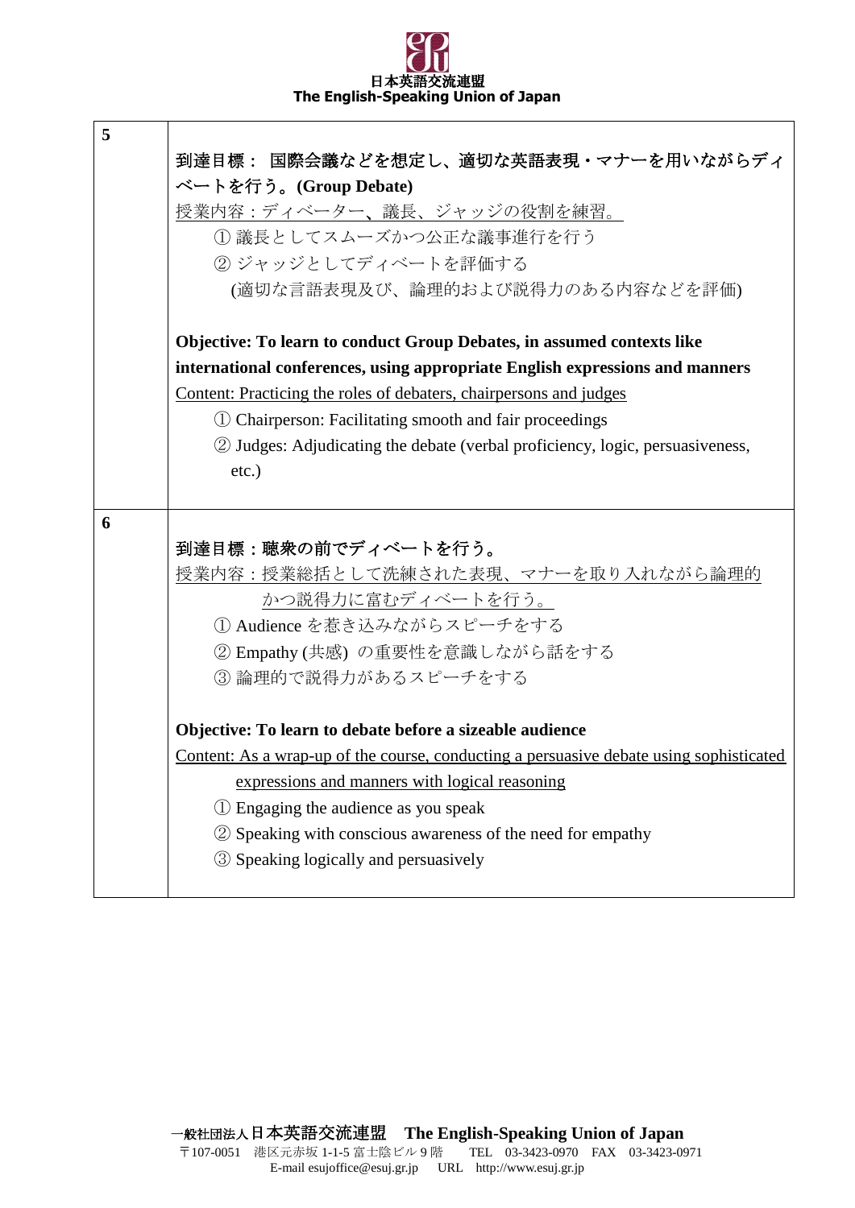| | |
|---|---|
| **5** | **到達目標： 国際会議などを想定し、適切な英語表現・マナーを用いながらディベートを行う。(Group Debate)**<br>授業内容：ディベーター、議長、ジャッジの役割を練習。<br>① 議長としてスムーズかつ公正な議事進行を行う<br>② ジャッジとしてディベートを評価する<br>(適切な言語表現及び、論理的および説得力のある内容などを評価)<br><br>**Objective: To learn to conduct Group Debates, in assumed contexts like international conferences, using appropriate English expressions and manners**<br>Content: Practicing the roles of debaters, chairpersons and judges<br>① Chairperson: Facilitating smooth and fair proceedings<br>② Judges: Adjudicating the debate (verbal proficiency, logic, persuasiveness, etc.) |
| **6** | **到達目標：聴衆の前でディベートを行う。**<br>授業内容：授業総括として洗練された表現、マナーを取り入れながら論理的かつ説得力に富むディベートを行う。<br>① Audience を惹き込みながらスピーチをする<br>② Empathy (共感) の重要性を意識しながら話をする<br>③ 論理的で説得力があるスピーチをする<br><br>**Objective: To learn to debate before a sizeable audience**<br>Content: As a wrap-up of the course, conducting a persuasive debate using sophisticated expressions and manners with logical reasoning<br>① Engaging the audience as you speak<br>② Speaking with conscious awareness of the need for empathy<br>③ Speaking logically and persuasively |